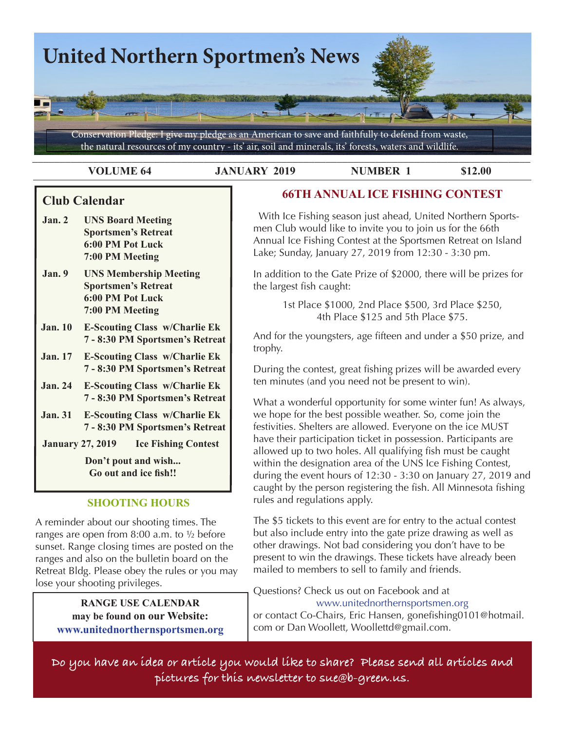# United Northern Sportmen's News

Conservation Pledge: I give my pledge as an American to save and faithfully to defend from waste, the natural resources of my country - its' air, soil and minerals, its' forests, waters and wildlife.

**VOLUME 64** | **JANUARY 2019** | **NUMBER 1** | **$12.00**

## Club Calendar

**Jan. 2** — **UNS Board Meeting**
**Sportsmen's Retreat**
**6:00 PM Pot Luck**
**7:00 PM Meeting**

**Jan. 9** — **UNS Membership Meeting**
**Sportsmen's Retreat**
**6:00 PM Pot Luck**
**7:00 PM Meeting**

**Jan. 10** — **E-Scouting Class w/Charlie Ek**
**7 - 8:30 PM Sportsmen's Retreat**

**Jan. 17** — **E-Scouting Class w/Charlie Ek**
**7 - 8:30 PM Sportsmen's Retreat**

**Jan. 24** — **E-Scouting Class w/Charlie Ek**
**7 - 8:30 PM Sportsmen's Retreat**

**Jan. 31** — **E-Scouting Class w/Charlie Ek**
**7 - 8:30 PM Sportsmen's Retreat**

**January 27, 2019** — **Ice Fishing Contest**

**Don't pout and wish...**
**Go out and ice fish!!**

## SHOOTING HOURS

A reminder about our shooting times. The ranges are open from 8:00 a.m. to ½ before sunset. Range closing times are posted on the ranges and also on the bulletin board on the Retreat Bldg. Please obey the rules or you may lose your shooting privileges.

**RANGE USE CALENDAR**
**may be found on our Website:**
**www.unitednorthernsportsmen.org**

## 66TH ANNUAL ICE FISHING CONTEST

With Ice Fishing season just ahead, United Northern Sportsmen Club would like to invite you to join us for the 66th Annual Ice Fishing Contest at the Sportsmen Retreat on Island Lake; Sunday, January 27, 2019 from 12:30 - 3:30 pm.

In addition to the Gate Prize of $2000, there will be prizes for the largest fish caught:

1st Place $1000, 2nd Place $500, 3rd Place $250,
4th Place $125 and 5th Place $75.

And for the youngsters, age fifteen and under a $50 prize, and trophy.

During the contest, great fishing prizes will be awarded every ten minutes (and you need not be present to win).

What a wonderful opportunity for some winter fun! As always, we hope for the best possible weather. So, come join the festivities. Shelters are allowed. Everyone on the ice MUST have their participation ticket in possession. Participants are allowed up to two holes. All qualifying fish must be caught within the designation area of the UNS Ice Fishing Contest, during the event hours of 12:30 - 3:30 on January 27, 2019 and caught by the person registering the fish. All Minnesota fishing rules and regulations apply.

The $5 tickets to this event are for entry to the actual contest but also include entry into the gate prize drawing as well as other drawings. Not bad considering you don't have to be present to win the drawings. These tickets have already been mailed to members to sell to family and friends.

Questions? Check us out on Facebook and at www.unitednorthernsportsmen.org or contact Co-Chairs, Eric Hansen, gonefishing0101@hotmail.com or Dan Woollett, Woollettd@gmail.com.

**Do you have an idea or article you would like to share? Please send all articles and pictures for this newsletter to sue@b-green.us.**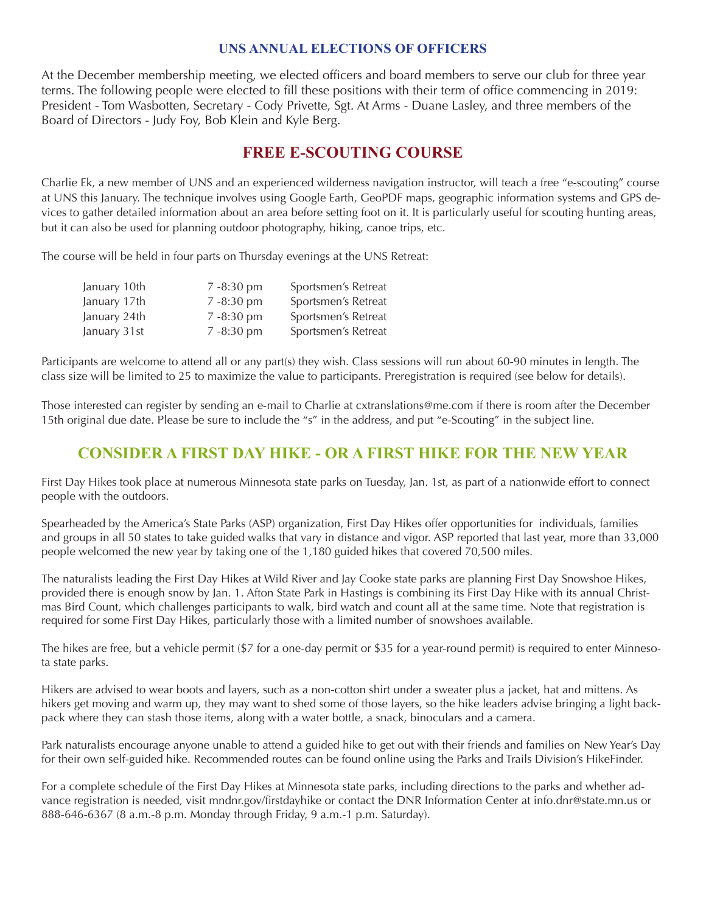## UNS ANNUAL ELECTIONS OF OFFICERS

At the December membership meeting, we elected officers and board members to serve our club for three year terms. The following people were elected to fill these positions with their term of office commencing in 2019: President - Tom Wasbotten, Secretary - Cody Privette, Sgt. At Arms - Duane Lasley, and three members of the Board of Directors - Judy Foy, Bob Klein and Kyle Berg.

## FREE E-SCOUTING COURSE

Charlie Ek, a new member of UNS and an experienced wilderness navigation instructor, will teach a free "e-scouting" course at UNS this January. The technique involves using Google Earth, GeoPDF maps, geographic information systems and GPS devices to gather detailed information about an area before setting foot on it. It is particularly useful for scouting hunting areas, but it can also be used for planning outdoor photography, hiking, canoe trips, etc.

The course will be held in four parts on Thursday evenings at the UNS Retreat:

| | | |
|---|---|---|
| January 10th | 7 -8:30 pm | Sportsmen's Retreat |
| January 17th | 7 -8:30 pm | Sportsmen's Retreat |
| January 24th | 7 -8:30 pm | Sportsmen's Retreat |
| January 31st | 7 -8:30 pm | Sportsmen's Retreat |

Participants are welcome to attend all or any part(s) they wish. Class sessions will run about 60-90 minutes in length. The class size will be limited to 25 to maximize the value to participants. Preregistration is required (see below for details).

Those interested can register by sending an e-mail to Charlie at cxtranslations@me.com if there is room after the December 15th original due date. Please be sure to include the "s" in the address, and put "e-Scouting" in the subject line.

## CONSIDER A FIRST DAY HIKE - OR A FIRST HIKE FOR THE NEW YEAR

First Day Hikes took place at numerous Minnesota state parks on Tuesday, Jan. 1st, as part of a nationwide effort to connect people with the outdoors.

Spearheaded by the America's State Parks (ASP) organization, First Day Hikes offer opportunities for individuals, families and groups in all 50 states to take guided walks that vary in distance and vigor. ASP reported that last year, more than 33,000 people welcomed the new year by taking one of the 1,180 guided hikes that covered 70,500 miles.

The naturalists leading the First Day Hikes at Wild River and Jay Cooke state parks are planning First Day Snowshoe Hikes, provided there is enough snow by Jan. 1. Afton State Park in Hastings is combining its First Day Hike with its annual Christmas Bird Count, which challenges participants to walk, bird watch and count all at the same time. Note that registration is required for some First Day Hikes, particularly those with a limited number of snowshoes available.

The hikes are free, but a vehicle permit ($7 for a one-day permit or $35 for a year-round permit) is required to enter Minnesota state parks.

Hikers are advised to wear boots and layers, such as a non-cotton shirt under a sweater plus a jacket, hat and mittens. As hikers get moving and warm up, they may want to shed some of those layers, so the hike leaders advise bringing a light backpack where they can stash those items, along with a water bottle, a snack, binoculars and a camera.

Park naturalists encourage anyone unable to attend a guided hike to get out with their friends and families on New Year's Day for their own self-guided hike. Recommended routes can be found online using the Parks and Trails Division's HikeFinder.

For a complete schedule of the First Day Hikes at Minnesota state parks, including directions to the parks and whether advance registration is needed, visit mndnr.gov/firstdayhike or contact the DNR Information Center at info.dnr@state.mn.us or 888-646-6367 (8 a.m.-8 p.m. Monday through Friday, 9 a.m.-1 p.m. Saturday).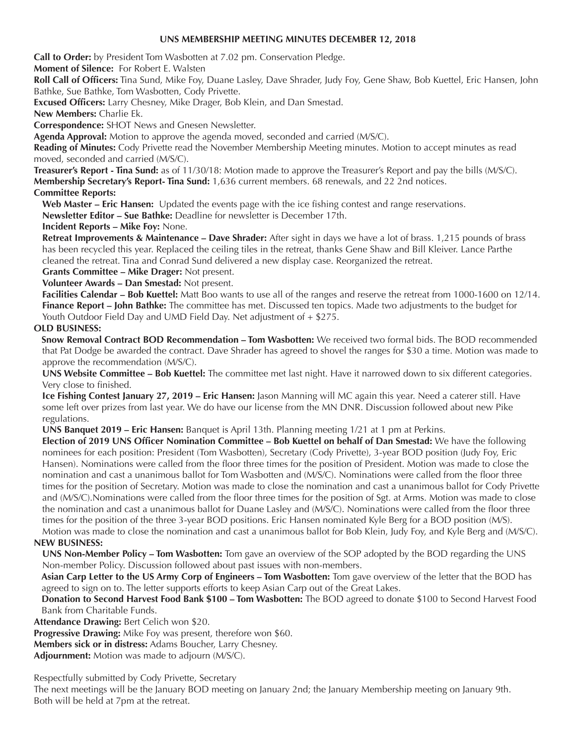# UNS MEMBERSHIP MEETING MINUTES DECEMBER 12, 2018

**Call to Order:** by President Tom Wasbotten at 7.02 pm. Conservation Pledge.

**Moment of Silence:** For Robert E. Walsten

**Roll Call of Officers:** Tina Sund, Mike Foy, Duane Lasley, Dave Shrader, Judy Foy, Gene Shaw, Bob Kuettel, Eric Hansen, John Bathke, Sue Bathke, Tom Wasbotten, Cody Privette.

**Excused Officers:** Larry Chesney, Mike Drager, Bob Klein, and Dan Smestad.

**New Members:** Charlie Ek.

**Correspondence:** SHOT News and Gnesen Newsletter.

**Agenda Approval:** Motion to approve the agenda moved, seconded and carried (M/S/C).

**Reading of Minutes:** Cody Privette read the November Membership Meeting minutes. Motion to accept minutes as read moved, seconded and carried (M/S/C).

**Treasurer's Report - Tina Sund:** as of 11/30/18: Motion made to approve the Treasurer's Report and pay the bills (M/S/C).

**Membership Secretary's Report- Tina Sund:** 1,636 current members. 68 renewals, and 22 2nd notices.

**Committee Reports:**

**Web Master – Eric Hansen:** Updated the events page with the ice fishing contest and range reservations.

**Newsletter Editor – Sue Bathke:** Deadline for newsletter is December 17th.

**Incident Reports – Mike Foy:** None.

**Retreat Improvements & Maintenance – Dave Shrader:** After sight in days we have a lot of brass. 1,215 pounds of brass has been recycled this year. Replaced the ceiling tiles in the retreat, thanks Gene Shaw and Bill Kleiver. Lance Parthe cleaned the retreat. Tina and Conrad Sund delivered a new display case. Reorganized the retreat.

**Grants Committee – Mike Drager:** Not present.

**Volunteer Awards – Dan Smestad:** Not present.

**Facilities Calendar – Bob Kuettel:** Matt Boo wants to use all of the ranges and reserve the retreat from 1000-1600 on 12/14.

**Finance Report – John Bathke:** The committee has met. Discussed ten topics. Made two adjustments to the budget for Youth Outdoor Field Day and UMD Field Day. Net adjustment of + $275.

**OLD BUSINESS:**

**Snow Removal Contract BOD Recommendation – Tom Wasbotten:** We received two formal bids. The BOD recommended that Pat Dodge be awarded the contract. Dave Shrader has agreed to shovel the ranges for $30 a time. Motion was made to approve the recommendation (M/S/C).

**UNS Website Committee – Bob Kuettel:** The committee met last night. Have it narrowed down to six different categories. Very close to finished.

**Ice Fishing Contest January 27, 2019 – Eric Hansen:** Jason Manning will MC again this year. Need a caterer still. Have some left over prizes from last year. We do have our license from the MN DNR. Discussion followed about new Pike regulations.

**UNS Banquet 2019 – Eric Hansen:** Banquet is April 13th. Planning meeting 1/21 at 1 pm at Perkins.

**Election of 2019 UNS Officer Nomination Committee – Bob Kuettel on behalf of Dan Smestad:** We have the following nominees for each position: President (Tom Wasbotten), Secretary (Cody Privette), 3-year BOD position (Judy Foy, Eric Hansen). Nominations were called from the floor three times for the position of President. Motion was made to close the nomination and cast a unanimous ballot for Tom Wasbotten and (M/S/C). Nominations were called from the floor three times for the position of Secretary. Motion was made to close the nomination and cast a unanimous ballot for Cody Privette and (M/S/C).Nominations were called from the floor three times for the position of Sgt. at Arms. Motion was made to close the nomination and cast a unanimous ballot for Duane Lasley and (M/S/C). Nominations were called from the floor three times for the position of the three 3-year BOD positions. Eric Hansen nominated Kyle Berg for a BOD position (M/S). Motion was made to close the nomination and cast a unanimous ballot for Bob Klein, Judy Foy, and Kyle Berg and (M/S/C).

**NEW BUSINESS:**

**UNS Non-Member Policy – Tom Wasbotten:** Tom gave an overview of the SOP adopted by the BOD regarding the UNS Non-member Policy. Discussion followed about past issues with non-members.

**Asian Carp Letter to the US Army Corp of Engineers – Tom Wasbotten:** Tom gave overview of the letter that the BOD has agreed to sign on to. The letter supports efforts to keep Asian Carp out of the Great Lakes.

**Donation to Second Harvest Food Bank $100 – Tom Wasbotten:** The BOD agreed to donate $100 to Second Harvest Food Bank from Charitable Funds.

**Attendance Drawing:** Bert Celich won $20.

**Progressive Drawing:** Mike Foy was present, therefore won $60.

**Members sick or in distress:** Adams Boucher, Larry Chesney.

**Adjournment:** Motion was made to adjourn (M/S/C).

Respectfully submitted by Cody Privette, Secretary

The next meetings will be the January BOD meeting on January 2nd; the January Membership meeting on January 9th. Both will be held at 7pm at the retreat.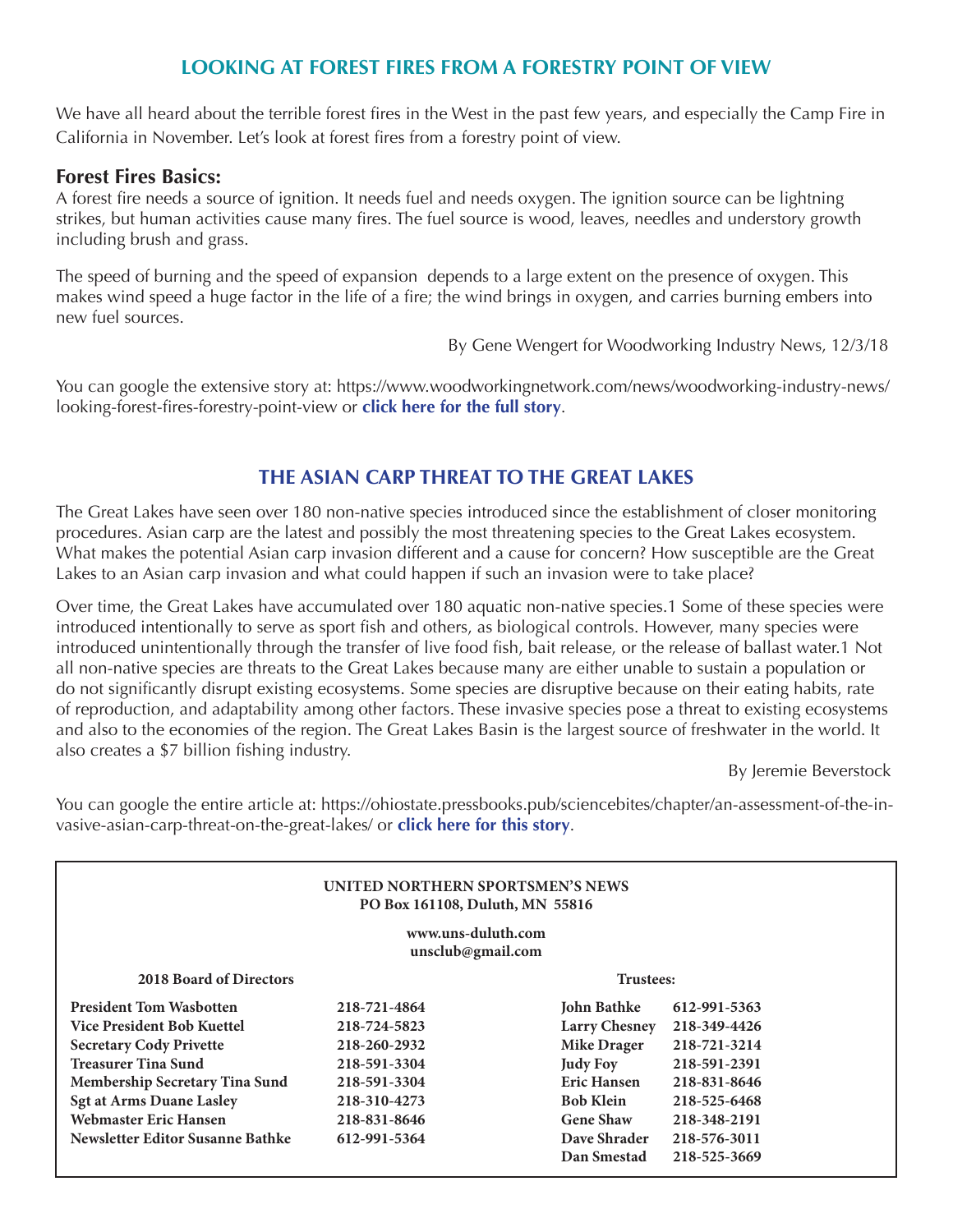## LOOKING AT FOREST FIRES FROM A FORESTRY POINT OF VIEW

We have all heard about the terrible forest fires in the West in the past few years, and especially the Camp Fire in California in November. Let's look at forest fires from a forestry point of view.

### Forest Fires Basics:

A forest fire needs a source of ignition. It needs fuel and needs oxygen. The ignition source can be lightning strikes, but human activities cause many fires. The fuel source is wood, leaves, needles and understory growth including brush and grass.

The speed of burning and the speed of expansion depends to a large extent on the presence of oxygen. This makes wind speed a huge factor in the life of a fire; the wind brings in oxygen, and carries burning embers into new fuel sources.

By Gene Wengert for Woodworking Industry News, 12/3/18

You can google the extensive story at: https://www.woodworkingnetwork.com/news/woodworking-industry-news/looking-forest-fires-forestry-point-view or **click here for the full story**.

## THE ASIAN CARP THREAT TO THE GREAT LAKES

The Great Lakes have seen over 180 non-native species introduced since the establishment of closer monitoring procedures. Asian carp are the latest and possibly the most threatening species to the Great Lakes ecosystem. What makes the potential Asian carp invasion different and a cause for concern? How susceptible are the Great Lakes to an Asian carp invasion and what could happen if such an invasion were to take place?

Over time, the Great Lakes have accumulated over 180 aquatic non-native species.1 Some of these species were introduced intentionally to serve as sport fish and others, as biological controls. However, many species were introduced unintentionally through the transfer of live food fish, bait release, or the release of ballast water.1 Not all non-native species are threats to the Great Lakes because many are either unable to sustain a population or do not significantly disrupt existing ecosystems. Some species are disruptive because on their eating habits, rate of reproduction, and adaptability among other factors. These invasive species pose a threat to existing ecosystems and also to the economies of the region. The Great Lakes Basin is the largest source of freshwater in the world. It also creates a $7 billion fishing industry.

By Jeremie Beverstock

You can google the entire article at: https://ohiostate.pressbooks.pub/sciencebites/chapter/an-assessment-of-the-invasive-asian-carp-threat-on-the-great-lakes/ or **click here for this story**.

---

**UNITED NORTHERN SPORTSMEN'S NEWS**
**PO Box 161108, Duluth, MN 55816**

**www.uns-duluth.com**
**unsclub@gmail.com**

| 2018 Board of Directors | | Trustees: | |
|---|---|---|---|
| President Tom Wasbotten | 218-721-4864 | John Bathke | 612-991-5363 |
| Vice President Bob Kuettel | 218-724-5823 | Larry Chesney | 218-349-4426 |
| Secretary Cody Privette | 218-260-2932 | Mike Drager | 218-721-3214 |
| Treasurer Tina Sund | 218-591-3304 | Judy Foy | 218-591-2391 |
| Membership Secretary Tina Sund | 218-591-3304 | Eric Hansen | 218-831-8646 |
| Sgt at Arms Duane Lasley | 218-310-4273 | Bob Klein | 218-525-6468 |
| Webmaster Eric Hansen | 218-831-8646 | Gene Shaw | 218-348-2191 |
| Newsletter Editor Susanne Bathke | 612-991-5364 | Dave Shrader | 218-576-3011 |
| | | Dan Smestad | 218-525-3669 |